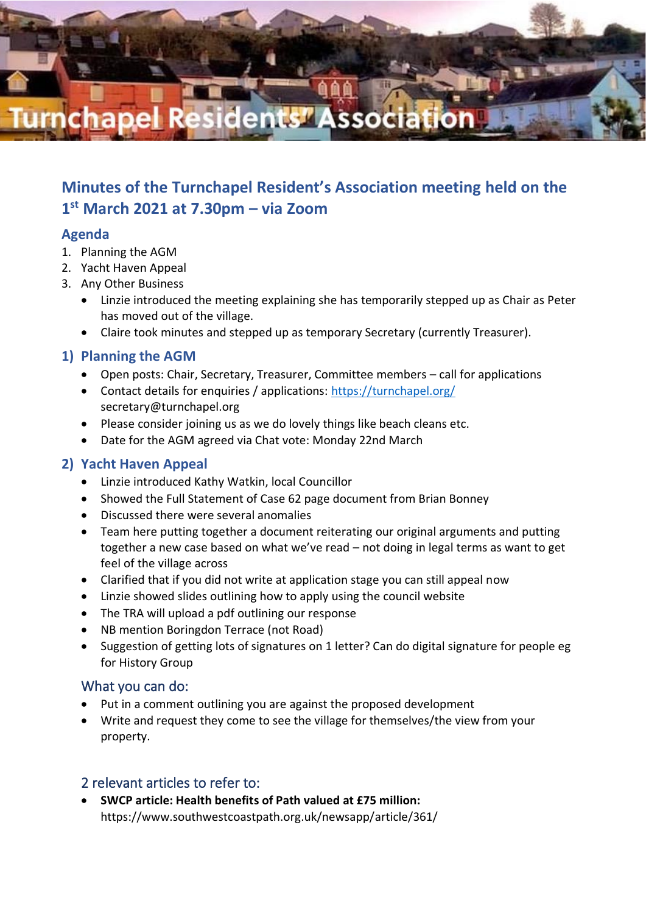# Turnchapel Residents' Association

## Minutes of the Turnchapel Resident's Association meeting held on the 1st March 2021 at 7.30pm – via Zoom

### Agenda

1. Planning the AGM
2. Yacht Haven Appeal
3. Any Other Business
   - Linzie introduced the meeting explaining she has temporarily stepped up as Chair as Peter has moved out of the village.
   - Claire took minutes and stepped up as temporary Secretary (currently Treasurer).

### 1) Planning the AGM

- Open posts: Chair, Secretary, Treasurer, Committee members – call for applications
- Contact details for enquiries / applications: [https://turnchapel.org/](https://turnchapel.org/) secretary@turnchapel.org
- Please consider joining us as we do lovely things like beach cleans etc.
- Date for the AGM agreed via Chat vote: Monday 22nd March

### 2) Yacht Haven Appeal

- Linzie introduced Kathy Watkin, local Councillor
- Showed the Full Statement of Case 62 page document from Brian Bonney
- Discussed there were several anomalies
- Team here putting together a document reiterating our original arguments and putting together a new case based on what we've read – not doing in legal terms as want to get feel of the village across
- Clarified that if you did not write at application stage you can still appeal now
- Linzie showed slides outlining how to apply using the council website
- The TRA will upload a pdf outlining our response
- NB mention Boringdon Terrace (not Road)
- Suggestion of getting lots of signatures on 1 letter? Can do digital signature for people eg for History Group

#### What you can do:

- Put in a comment outlining you are against the proposed development
- Write and request they come to see the village for themselves/the view from your property.

#### 2 relevant articles to refer to:

- **SWCP article: Health benefits of Path valued at £75 million:** https://www.southwestcoastpath.org.uk/newsapp/article/361/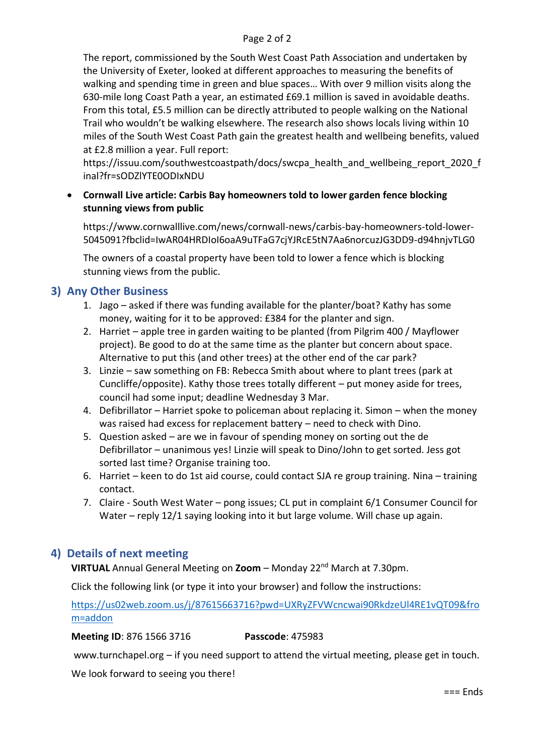The report, commissioned by the South West Coast Path Association and undertaken by the University of Exeter, looked at different approaches to measuring the benefits of walking and spending time in green and blue spaces… With over 9 million visits along the 630-mile long Coast Path a year, an estimated £69.1 million is saved in avoidable deaths. From this total, £5.5 million can be directly attributed to people walking on the National Trail who wouldn't be walking elsewhere. The research also shows locals living within 10 miles of the South West Coast Path gain the greatest health and wellbeing benefits, valued at £2.8 million a year. Full report: https://issuu.com/southwestcoastpath/docs/swcpa_health_and_wellbeing_report_2020_final?fr=sODZlYTE0ODIxNDU

- **Cornwall Live article: Carbis Bay homeowners told to lower garden fence blocking stunning views from public**

  https://www.cornwalllive.com/news/cornwall-news/carbis-bay-homeowners-told-lower-5045091?fbclid=IwAR04HRDIoI6oaA9uTFaG7cjYJRcE5tN7Aa6norcuzJG3DD9-d94hnjvTLG0

  The owners of a coastal property have been told to lower a fence which is blocking stunning views from the public.

## 3) Any Other Business

1. Jago – asked if there was funding available for the planter/boat? Kathy has some money, waiting for it to be approved: £384 for the planter and sign.
2. Harriet – apple tree in garden waiting to be planted (from Pilgrim 400 / Mayflower project). Be good to do at the same time as the planter but concern about space. Alternative to put this (and other trees) at the other end of the car park?
3. Linzie – saw something on FB: Rebecca Smith about where to plant trees (park at Cuncliffe/opposite). Kathy those trees totally different – put money aside for trees, council had some input; deadline Wednesday 3 Mar.
4. Defibrillator – Harriet spoke to policeman about replacing it. Simon – when the money was raised had excess for replacement battery – need to check with Dino.
5. Question asked – are we in favour of spending money on sorting out the de Defibrillator – unanimous yes! Linzie will speak to Dino/John to get sorted. Jess got sorted last time? Organise training too.
6. Harriet – keen to do 1st aid course, could contact SJA re group training. Nina – training contact.
7. Claire - South West Water – pong issues; CL put in complaint 6/1 Consumer Council for Water – reply 12/1 saying looking into it but large volume. Will chase up again.

## 4) Details of next meeting

**VIRTUAL** Annual General Meeting on **Zoom** – Monday 22nd March at 7.30pm.

Click the following link (or type it into your browser) and follow the instructions:

https://us02web.zoom.us/j/87615663716?pwd=UXRyZFVWcncwai90RkdzeUl4RE1vQT09&from=addon

**Meeting ID**: 876 1566 3716 **Passcode**: 475983

www.turnchapel.org – if you need support to attend the virtual meeting, please get in touch.

We look forward to seeing you there!

=== Ends